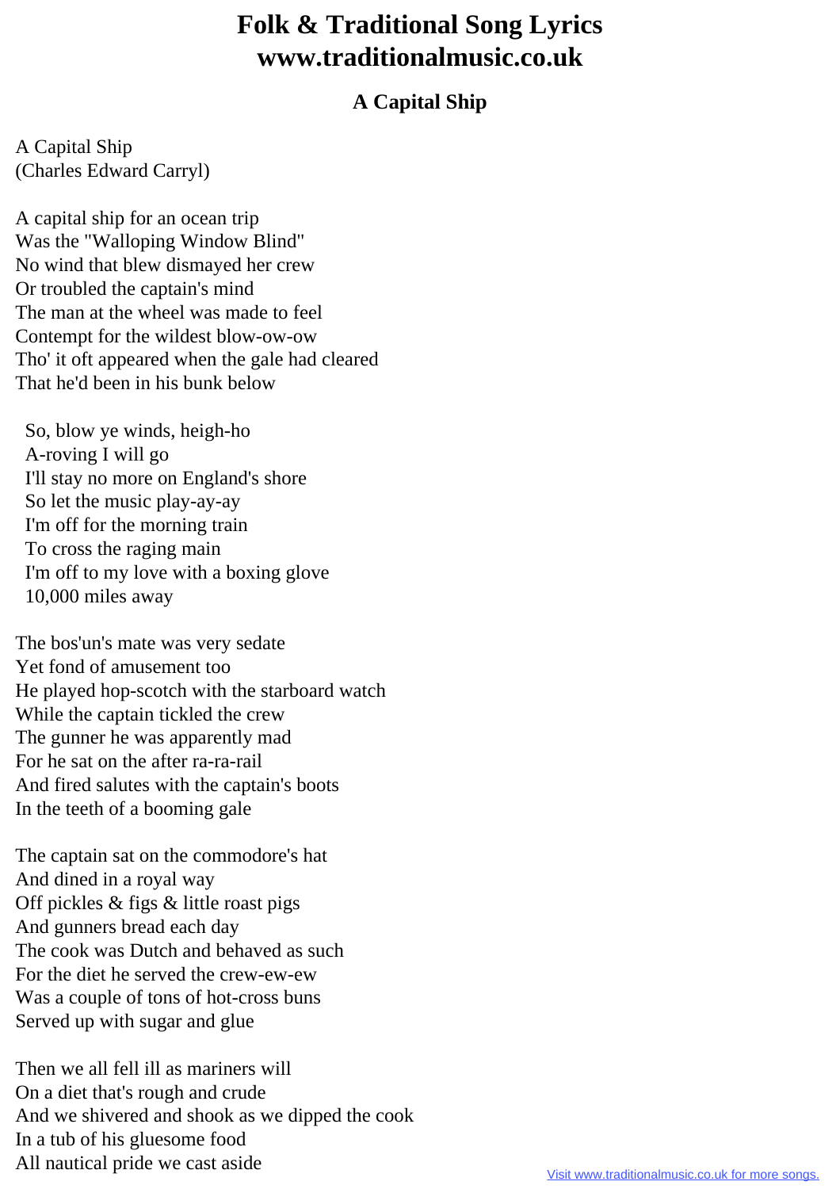# Folk & Traditional Song Lyrics
# www.traditionalmusic.co.uk

## A Capital Ship

A Capital Ship
(Charles Edward Carryl)

A capital ship for an ocean trip
Was the "Walloping Window Blind"
No wind that blew dismayed her crew
Or troubled the captain's mind
The man at the wheel was made to feel
Contempt for the wildest blow-ow-ow
Tho' it oft appeared when the gale had cleared
That he'd been in his bunk below

  So, blow ye winds, heigh-ho
  A-roving I will go
  I'll stay no more on England's shore
  So let the music play-ay-ay
  I'm off for the morning train
  To cross the raging main
  I'm off to my love with a boxing glove
  10,000 miles away

The bos'un's mate was very sedate
Yet fond of amusement too
He played hop-scotch with the starboard watch
While the captain tickled the crew
The gunner he was apparently mad
For he sat on the after ra-ra-rail
And fired salutes with the captain's boots
In the teeth of a booming gale

The captain sat on the commodore's hat
And dined in a royal way
Off pickles & figs & little roast pigs
And gunners bread each day
The cook was Dutch and behaved as such
For the diet he served the crew-ew-ew
Was a couple of tons of hot-cross buns
Served up with sugar and glue

Then we all fell ill as mariners will
On a diet that's rough and crude
And we shivered and shook as we dipped the cook
In a tub of his gluesome food
All nautical pride we cast aside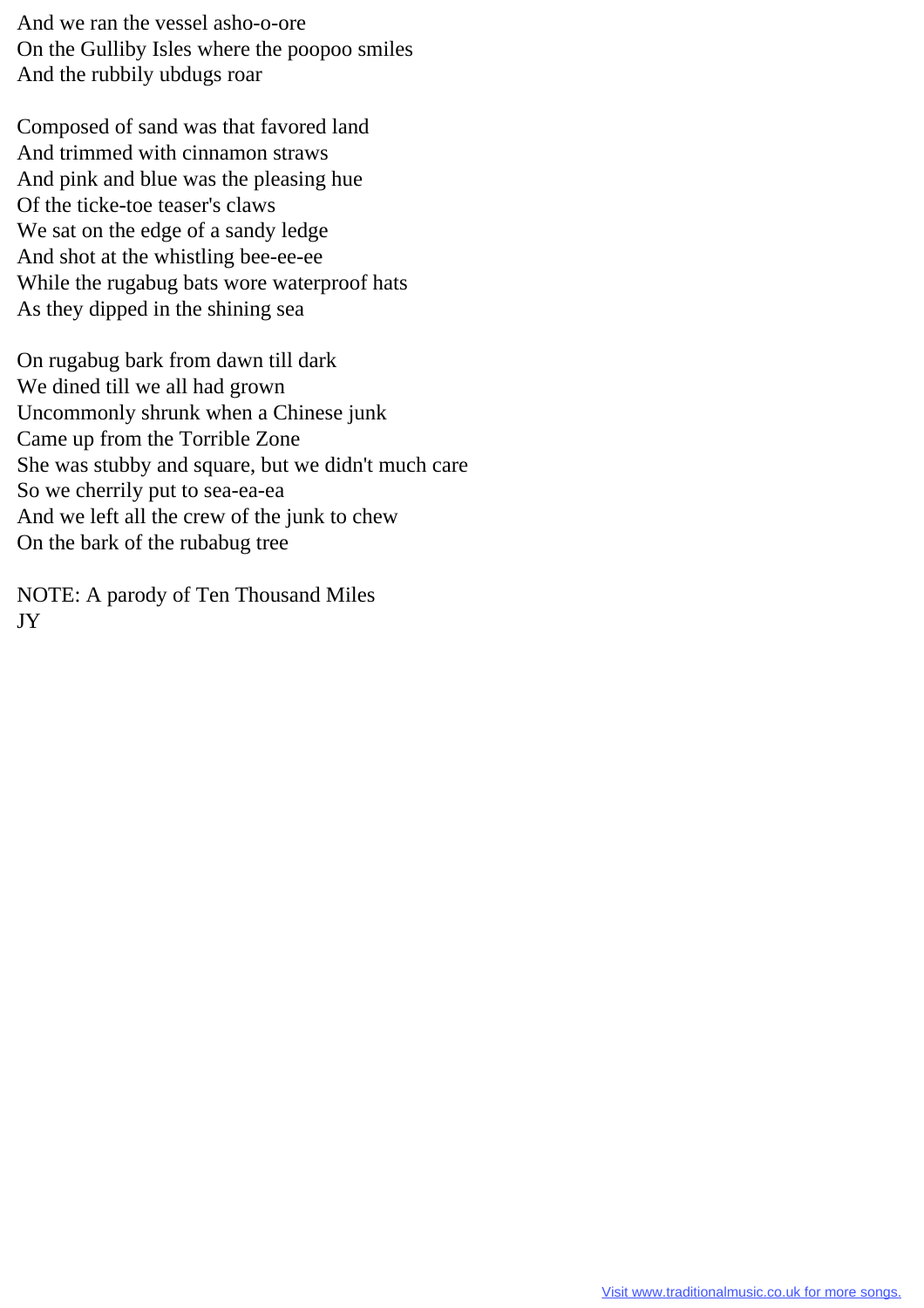And we ran the vessel asho-o-ore
On the Gulliby Isles where the poopoo smiles
And the rubbily ubdugs roar

Composed of sand was that favored land
And trimmed with cinnamon straws
And pink and blue was the pleasing hue
Of the ticke-toe teaser's claws
We sat on the edge of a sandy ledge
And shot at the whistling bee-ee-ee
While the rugabug bats wore waterproof hats
As they dipped in the shining sea

On rugabug bark from dawn till dark
We dined till we all had grown
Uncommonly shrunk when a Chinese junk
Came up from the Torrible Zone
She was stubby and square, but we didn't much care
So we cherrily put to sea-ea-ea
And we left all the crew of the junk to chew
On the bark of the rubabug tree

NOTE: A parody of Ten Thousand Miles
JY